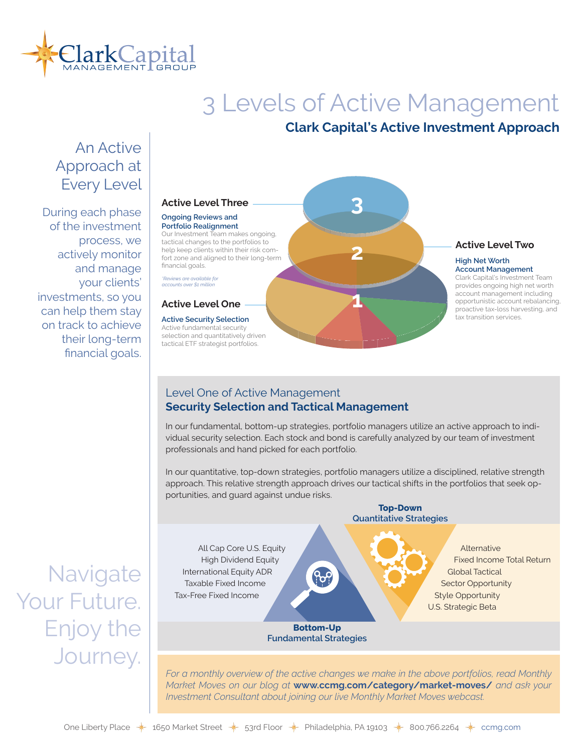Clark Capital MANAGEMENT GROUP

# 3 Levels of Active Management

## Clark Capital's Active Investment Approach

### An Active Approach at Every Level

During each phase of the investment process, we actively monitor and manage your clients' investments, so you can help them stay on track to achieve their long-term financial goals.

### Active Level Three

**Ongoing Reviews and Portfolio Realignment**

Our Investment Team makes ongoing, tactical changes to the portfolios to help keep clients within their risk comfort zone and aligned to their long-term financial goals.

*\*Reviews are available for accounts over $1 million*

### Active Level Two

**High Net Worth Account Management**

Clark Capital's Investment Team provides ongoing high net worth account management including opportunistic account rebalancing, proactive tax-loss harvesting, and tax transition services.

### Active Level One

**Active Security Selection**

Active fundamental security selection and quantitatively driven tactical ETF strategist portfolios.

## Level One of Active Management

## Security Selection and Tactical Management

In our fundamental, bottom-up strategies, portfolio managers utilize an active approach to individual security selection. Each stock and bond is carefully analyzed by our team of investment professionals and hand picked for each portfolio.

In our quantitative, top-down strategies, portfolio managers utilize a disciplined, relative strength approach. This relative strength approach drives our tactical shifts in the portfolios that seek opportunities, and guard against undue risks.

**Bottom-Up Fundamental Strategies**

- All Cap Core U.S. Equity
- High Dividend Equity
- International Equity ADR
- Taxable Fixed Income
- Tax-Free Fixed Income

**Top-Down Quantitative Strategies**

- Alternative
- Fixed Income Total Return
- Global Tactical
- Sector Opportunity
- Style Opportunity
- U.S. Strategic Beta

*For a monthly overview of the active changes we make in the above portfolios, read Monthly Market Moves on our blog at* ***www.ccmg.com/category/market-moves/*** *and ask your Investment Consultant about joining our live Monthly Market Moves webcast.*

Navigate Your Future. Enjoy the Journey.

One Liberty Place · 1650 Market Street · 53rd Floor · Philadelphia, PA 19103 · 800.766.2264 · ccmg.com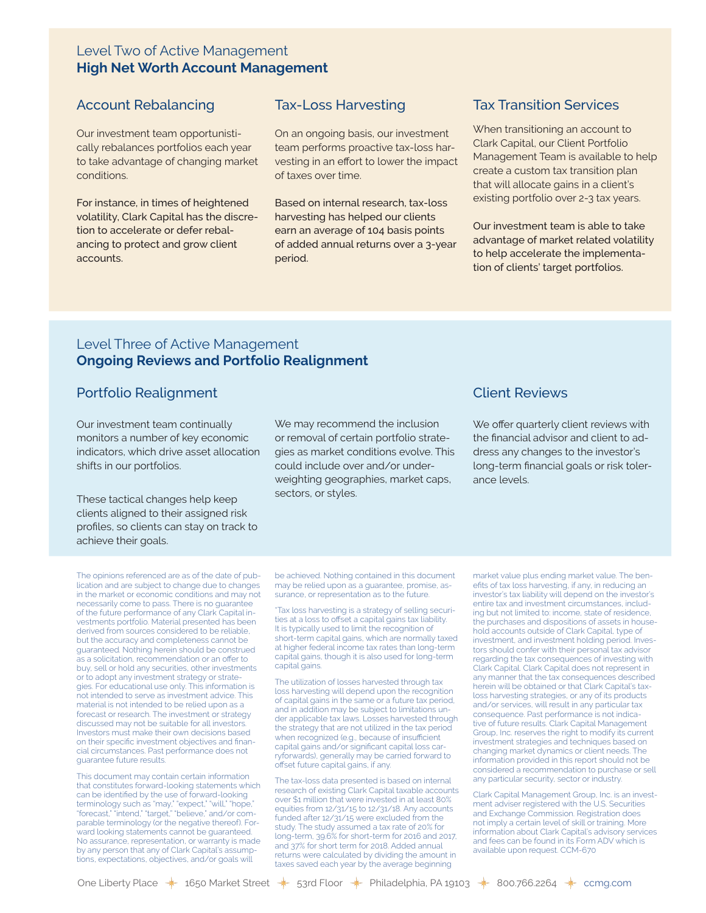## Level Two of Active Management
## **High Net Worth Account Management**

### Account Rebalancing

Our investment team opportunistically rebalances portfolios each year to take advantage of changing market conditions.

For instance, in times of heightened volatility, Clark Capital has the discretion to accelerate or defer rebalancing to protect and grow client accounts.

### Tax-Loss Harvesting

On an ongoing basis, our investment team performs proactive tax-loss harvesting in an effort to lower the impact of taxes over time.

Based on internal research, tax-loss harvesting has helped our clients earn an average of 104 basis points of added annual returns over a 3-year period.

### Tax Transition Services

When transitioning an account to Clark Capital, our Client Portfolio Management Team is available to help create a custom tax transition plan that will allocate gains in a client's existing portfolio over 2-3 tax years.

Our investment team is able to take advantage of market related volatility to help accelerate the implementation of clients' target portfolios.

## Level Three of Active Management
## **Ongoing Reviews and Portfolio Realignment**

### Portfolio Realignment

Our investment team continually monitors a number of key economic indicators, which drive asset allocation shifts in our portfolios.

These tactical changes help keep clients aligned to their assigned risk profiles, so clients can stay on track to achieve their goals.

We may recommend the inclusion or removal of certain portfolio strategies as market conditions evolve. This could include over and/or underweighting geographies, market caps, sectors, or styles.

### Client Reviews

We offer quarterly client reviews with the financial advisor and client to address any changes to the investor's long-term financial goals or risk tolerance levels.

The opinions referenced are as of the date of publication and are subject to change due to changes in the market or economic conditions and may not necessarily come to pass. There is no guarantee of the future performance of any Clark Capital investments portfolio. Material presented has been derived from sources considered to be reliable, but the accuracy and completeness cannot be guaranteed. Nothing herein should be construed as a solicitation, recommendation or an offer to buy, sell or hold any securities, other investments or to adopt any investment strategy or strategies. For educational use only. This information is not intended to serve as investment advice. This material is not intended to be relied upon as a forecast or research. The investment or strategy discussed may not be suitable for all investors. Investors must make their own decisions based on their specific investment objectives and financial circumstances. Past performance does not guarantee future results.

This document may contain certain information that constitutes forward-looking statements which can be identified by the use of forward-looking terminology such as "may," "expect," "will," "hope," "forecast," "intend," "target," "believe," and/or comparable terminology (or the negative thereof). Forward looking statements cannot be guaranteed. No assurance, representation, or warranty is made by any person that any of Clark Capital's assumptions, expectations, objectives, and/or goals will be achieved. Nothing contained in this document may be relied upon as a guarantee, promise, assurance, or representation as to the future.

*Tax loss harvesting is a strategy of selling securities at a loss to offset a capital gains tax liability. It is typically used to limit the recognition of short-term capital gains, which are normally taxed at higher federal income tax rates than long-term capital gains, though it is also used for long-term capital gains.

The utilization of losses harvested through tax loss harvesting will depend upon the recognition of capital gains in the same or a future tax period, and in addition may be subject to limitations under applicable tax laws. Losses harvested through the strategy that are not utilized in the tax period when recognized (e.g., because of insufficient capital gains and/or significant capital loss carryforwards), generally may be carried forward to offset future capital gains, if any.

The tax-loss data presented is based on internal research of existing Clark Capital taxable accounts over $1 million that were invested in at least 80% equities from 12/31/15 to 12/31/18. Any accounts funded after 12/31/15 were excluded from the study. The study assumed a tax rate of 20% for long-term, 39.6% for short-term for 2016 and 2017, and 37% for short term for 2018. Added annual returns were calculated by dividing the amount in taxes saved each year by the average beginning market value plus ending market value. The benefits of tax loss harvesting, if any, in reducing an investor's tax liability will depend on the investor's entire tax and investment circumstances, including but not limited to: income, state of residence, the purchases and dispositions of assets in household accounts outside of Clark Capital, type of investment, and investment holding period. Investors should confer with their personal tax advisor regarding the tax consequences of investing with Clark Capital. Clark Capital does not represent in any manner that the tax consequences described herein will be obtained or that Clark Capital's tax-loss harvesting strategies, or any of its products and/or services, will result in any particular tax consequence. Past performance is not indicative of future results. Clark Capital Management Group, Inc. reserves the right to modify its current investment strategies and techniques based on changing market dynamics or client needs. The information provided in this report should not be considered a recommendation to purchase or sell any particular security, sector or industry.

Clark Capital Management Group, Inc. is an investment adviser registered with the U.S. Securities and Exchange Commission. Registration does not imply a certain level of skill or training. More information about Clark Capital's advisory services and fees can be found in its Form ADV which is available upon request. CCM-670

One Liberty Place ✦ 1650 Market Street ✦ 53rd Floor ✦ Philadelphia, PA 19103 ✦ 800.766.2264 ✦ ccmg.com